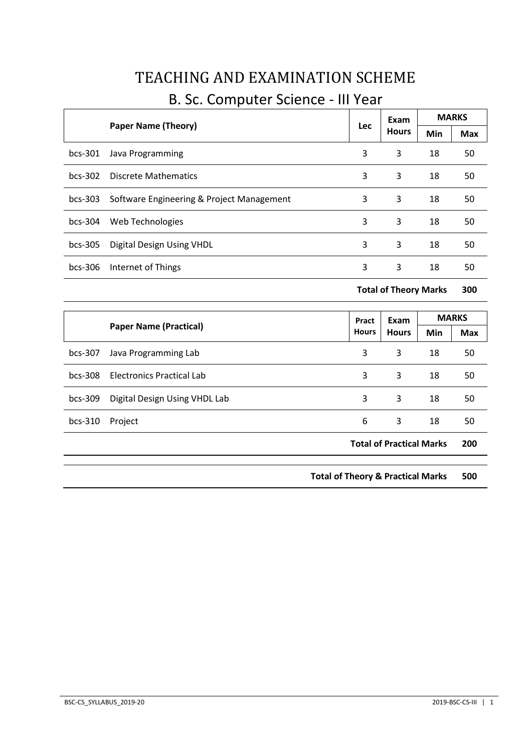# TEACHING AND EXAMINATION SCHEME

## B. Sc. Computer Science - III Year

| | Paper Name (Theory) | Lec | Exam Hours | MARKS | |
|---|---|---|---|---|---|
| | | | | Min | Max |
| bcs-301 | Java Programming | 3 | 3 | 18 | 50 |
| bcs-302 | Discrete Mathematics | 3 | 3 | 18 | 50 |
| bcs-303 | Software Engineering & Project Management | 3 | 3 | 18 | 50 |
| bcs-304 | Web Technologies | 3 | 3 | 18 | 50 |
| bcs-305 | Digital Design Using VHDL | 3 | 3 | 18 | 50 |
| bcs-306 | Internet of Things | 3 | 3 | 18 | 50 |
| | | | **Total of Theory Marks** | | **300** |

| | Paper Name (Practical) | Pract Hours | Exam Hours | MARKS | |
|---|---|---|---|---|---|
| | | | | Min | Max |
| bcs-307 | Java Programming Lab | 3 | 3 | 18 | 50 |
| bcs-308 | Electronics Practical Lab | 3 | 3 | 18 | 50 |
| bcs-309 | Digital Design Using VHDL Lab | 3 | 3 | 18 | 50 |
| bcs-310 | Project | 6 | 3 | 18 | 50 |
| | | | **Total of Practical Marks** | | **200** |

**Total of Theory & Practical Marks 500**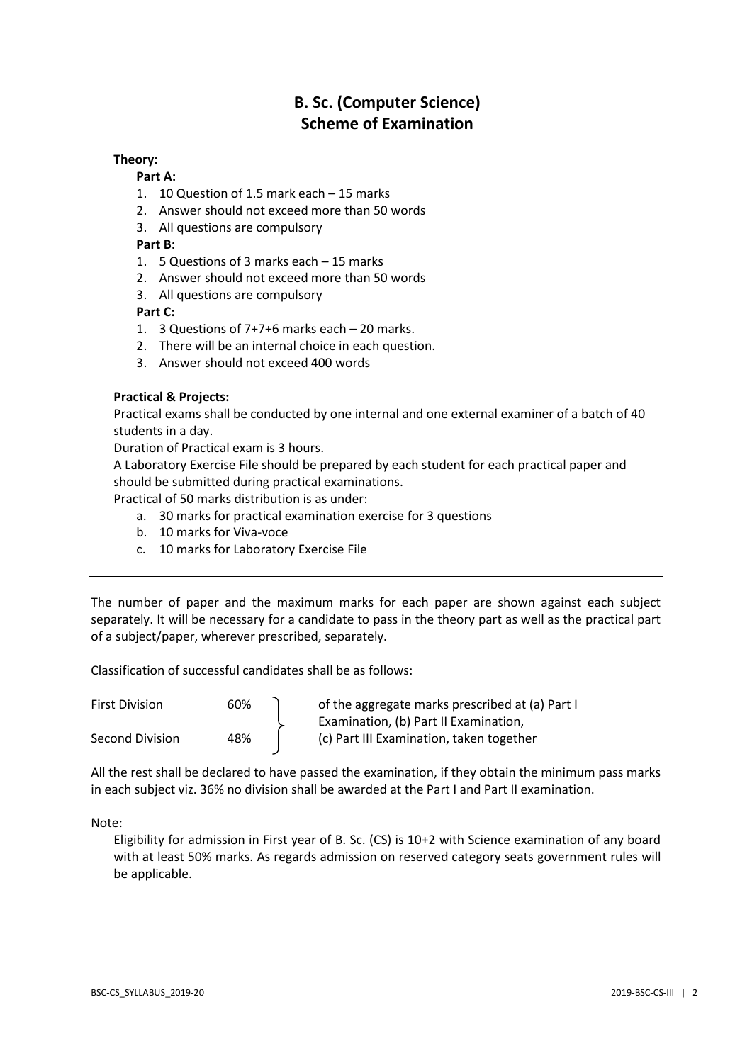# B. Sc. (Computer Science)
# Scheme of Examination

**Theory:**

**Part A:**

1. 10 Question of 1.5 mark each – 15 marks
2. Answer should not exceed more than 50 words
3. All questions are compulsory

**Part B:**

1. 5 Questions of 3 marks each – 15 marks
2. Answer should not exceed more than 50 words
3. All questions are compulsory

**Part C:**

1. 3 Questions of 7+7+6 marks each – 20 marks.
2. There will be an internal choice in each question.
3. Answer should not exceed 400 words

**Practical & Projects:**

Practical exams shall be conducted by one internal and one external examiner of a batch of 40 students in a day.

Duration of Practical exam is 3 hours.

A Laboratory Exercise File should be prepared by each student for each practical paper and should be submitted during practical examinations.

Practical of 50 marks distribution is as under:

a. 30 marks for practical examination exercise for 3 questions
b. 10 marks for Viva-voce
c. 10 marks for Laboratory Exercise File

---

The number of paper and the maximum marks for each paper are shown against each subject separately. It will be necessary for a candidate to pass in the theory part as well as the practical part of a subject/paper, wherever prescribed, separately.

Classification of successful candidates shall be as follows:

| | | |
|---|---|---|
| First Division | 60% | of the aggregate marks prescribed at (a) Part I Examination, (b) Part II Examination, (c) Part III Examination, taken together |
| Second Division | 48% | |

All the rest shall be declared to have passed the examination, if they obtain the minimum pass marks in each subject viz. 36% no division shall be awarded at the Part I and Part II examination.

Note:

Eligibility for admission in First year of B. Sc. (CS) is 10+2 with Science examination of any board with at least 50% marks. As regards admission on reserved category seats government rules will be applicable.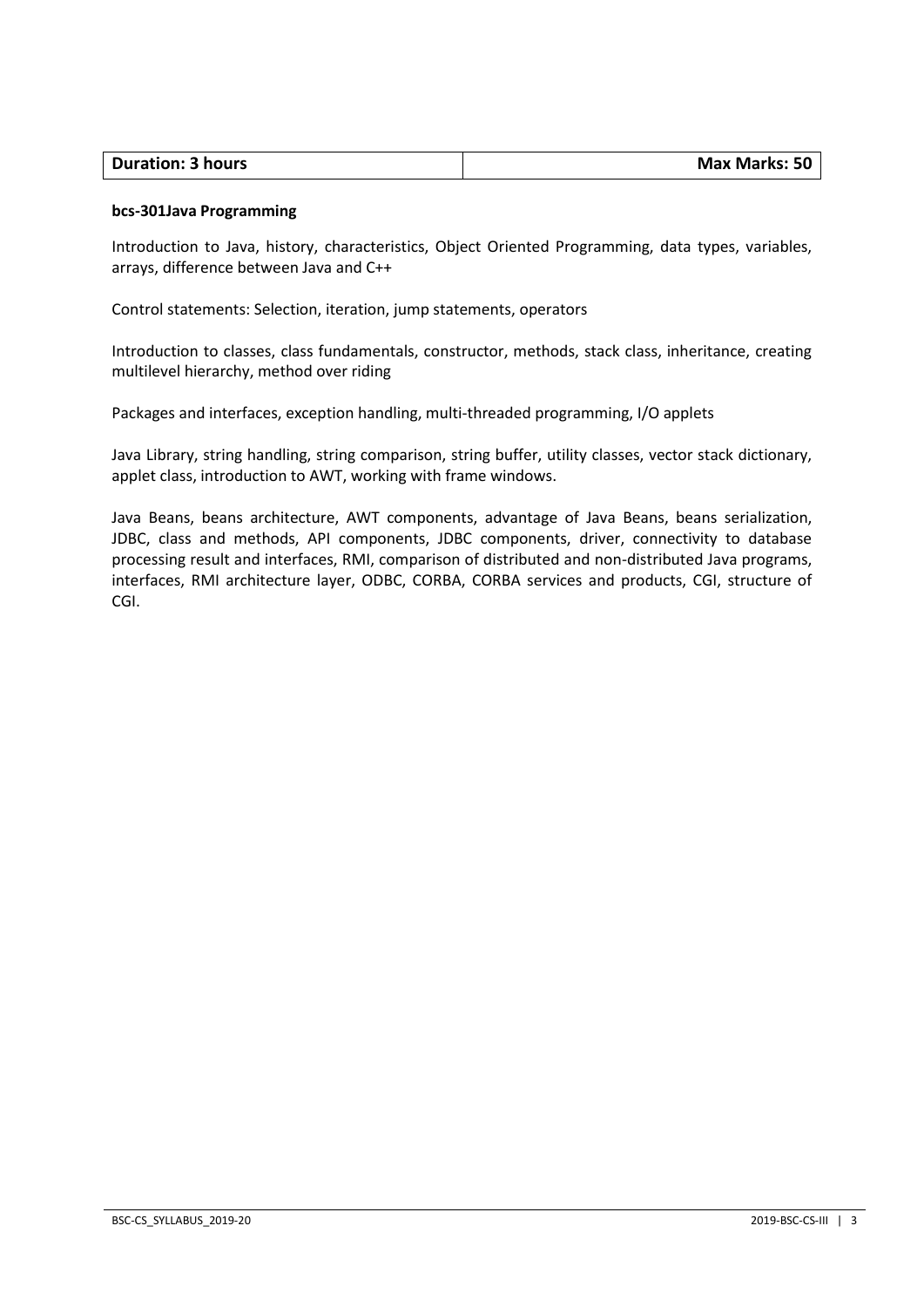| Duration: 3 hours | Max Marks: 50 |
| --- | --- |

**bcs-301Java Programming**

Introduction to Java, history, characteristics, Object Oriented Programming, data types, variables, arrays, difference between Java and C++

Control statements: Selection, iteration, jump statements, operators

Introduction to classes, class fundamentals, constructor, methods, stack class, inheritance, creating multilevel hierarchy, method over riding

Packages and interfaces, exception handling, multi-threaded programming, I/O applets

Java Library, string handling, string comparison, string buffer, utility classes, vector stack dictionary, applet class, introduction to AWT, working with frame windows.

Java Beans, beans architecture, AWT components, advantage of Java Beans, beans serialization, JDBC, class and methods, API components, JDBC components, driver, connectivity to database processing result and interfaces, RMI, comparison of distributed and non-distributed Java programs, interfaces, RMI architecture layer, ODBC, CORBA, CORBA services and products, CGI, structure of CGI.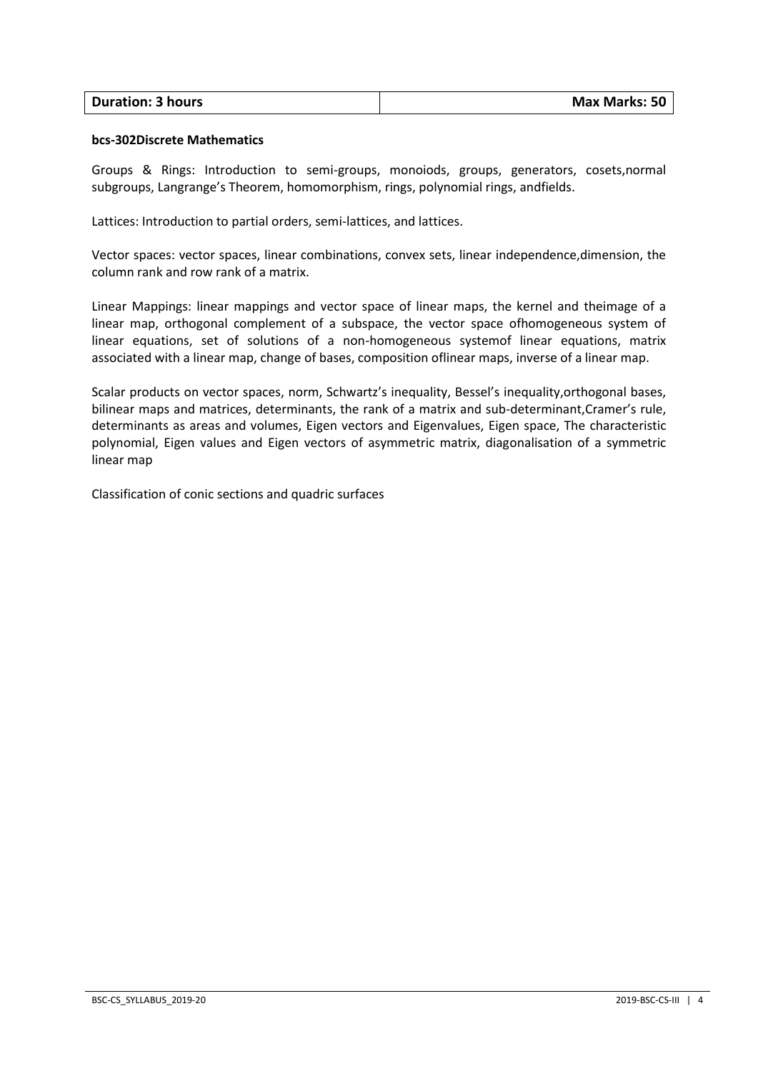| **Duration: 3 hours** | **Max Marks: 50** |
| --- | --- |

**bcs-302Discrete Mathematics**

Groups & Rings: Introduction to semi-groups, monoiods, groups, generators, cosets,normal subgroups, Langrange's Theorem, homomorphism, rings, polynomial rings, andfields.

Lattices: Introduction to partial orders, semi-lattices, and lattices.

Vector spaces: vector spaces, linear combinations, convex sets, linear independence,dimension, the column rank and row rank of a matrix.

Linear Mappings: linear mappings and vector space of linear maps, the kernel and theimage of a linear map, orthogonal complement of a subspace, the vector space ofhomogeneous system of linear equations, set of solutions of a non-homogeneous systemof linear equations, matrix associated with a linear map, change of bases, composition oflinear maps, inverse of a linear map.

Scalar products on vector spaces, norm, Schwartz's inequality, Bessel's inequality,orthogonal bases, bilinear maps and matrices, determinants, the rank of a matrix and sub-determinant,Cramer's rule, determinants as areas and volumes, Eigen vectors and Eigenvalues, Eigen space, The characteristic polynomial, Eigen values and Eigen vectors of asymmetric matrix, diagonalisation of a symmetric linear map

Classification of conic sections and quadric surfaces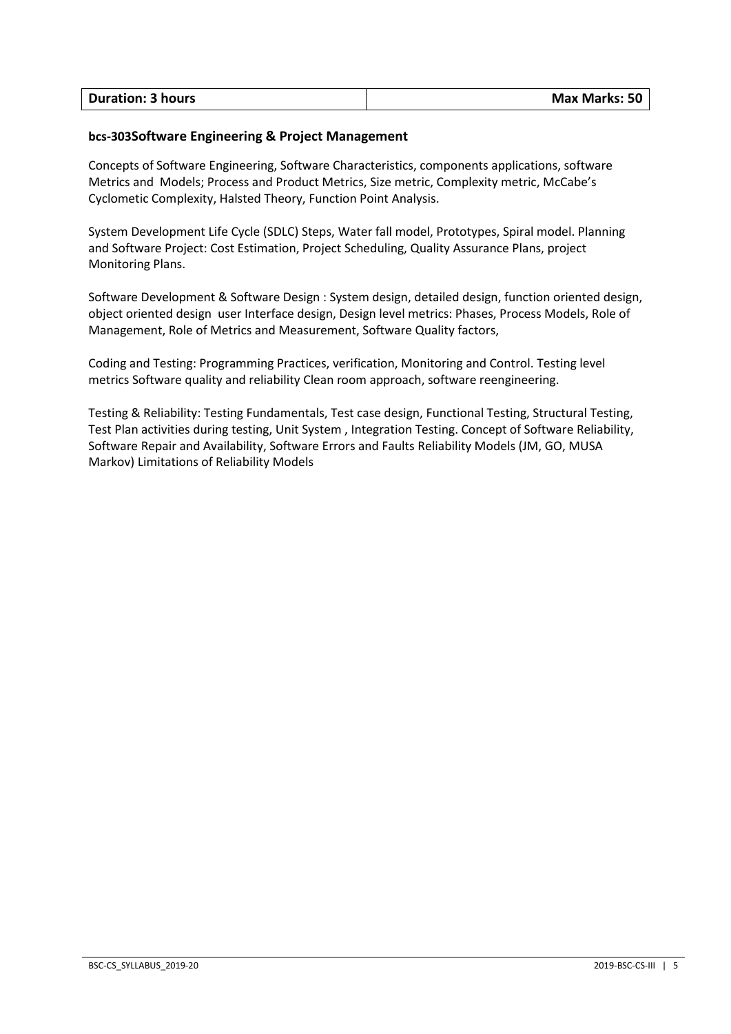| Duration: 3 hours | Max Marks: 50 |
| --- | --- |

**bcs-303Software Engineering & Project Management**

Concepts of Software Engineering, Software Characteristics, components applications, software Metrics and Models; Process and Product Metrics, Size metric, Complexity metric, McCabe's Cyclometic Complexity, Halsted Theory, Function Point Analysis.

System Development Life Cycle (SDLC) Steps, Water fall model, Prototypes, Spiral model. Planning and Software Project: Cost Estimation, Project Scheduling, Quality Assurance Plans, project Monitoring Plans.

Software Development & Software Design : System design, detailed design, function oriented design, object oriented design user Interface design, Design level metrics: Phases, Process Models, Role of Management, Role of Metrics and Measurement, Software Quality factors,

Coding and Testing: Programming Practices, verification, Monitoring and Control. Testing level metrics Software quality and reliability Clean room approach, software reengineering.

Testing & Reliability: Testing Fundamentals, Test case design, Functional Testing, Structural Testing, Test Plan activities during testing, Unit System , Integration Testing. Concept of Software Reliability, Software Repair and Availability, Software Errors and Faults Reliability Models (JM, GO, MUSA Markov) Limitations of Reliability Models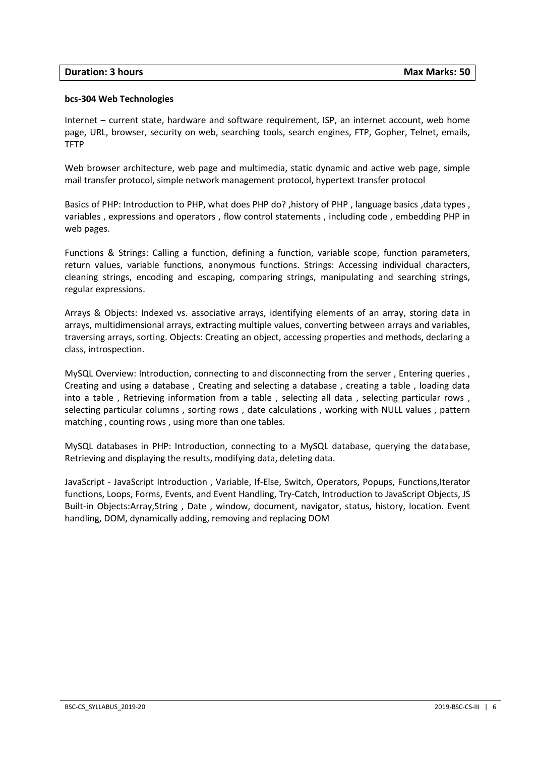| Duration: 3 hours | Max Marks: 50 |
| --- | --- |

**bcs-304 Web Technologies**

Internet – current state, hardware and software requirement, ISP, an internet account, web home page, URL, browser, security on web, searching tools, search engines, FTP, Gopher, Telnet, emails, TFTP

Web browser architecture, web page and multimedia, static dynamic and active web page, simple mail transfer protocol, simple network management protocol, hypertext transfer protocol

Basics of PHP: Introduction to PHP, what does PHP do? ,history of PHP , language basics ,data types , variables , expressions and operators , flow control statements , including code , embedding PHP in web pages.

Functions & Strings: Calling a function, defining a function, variable scope, function parameters, return values, variable functions, anonymous functions. Strings: Accessing individual characters, cleaning strings, encoding and escaping, comparing strings, manipulating and searching strings, regular expressions.

Arrays & Objects: Indexed vs. associative arrays, identifying elements of an array, storing data in arrays, multidimensional arrays, extracting multiple values, converting between arrays and variables, traversing arrays, sorting. Objects: Creating an object, accessing properties and methods, declaring a class, introspection.

MySQL Overview: Introduction, connecting to and disconnecting from the server , Entering queries , Creating and using a database , Creating and selecting a database , creating a table , loading data into a table , Retrieving information from a table , selecting all data , selecting particular rows , selecting particular columns , sorting rows , date calculations , working with NULL values , pattern matching , counting rows , using more than one tables.

MySQL databases in PHP: Introduction, connecting to a MySQL database, querying the database, Retrieving and displaying the results, modifying data, deleting data.

JavaScript - JavaScript Introduction , Variable, If-Else, Switch, Operators, Popups, Functions,Iterator functions, Loops, Forms, Events, and Event Handling, Try-Catch, Introduction to JavaScript Objects, JS Built-in Objects:Array,String , Date , window, document, navigator, status, history, location. Event handling, DOM, dynamically adding, removing and replacing DOM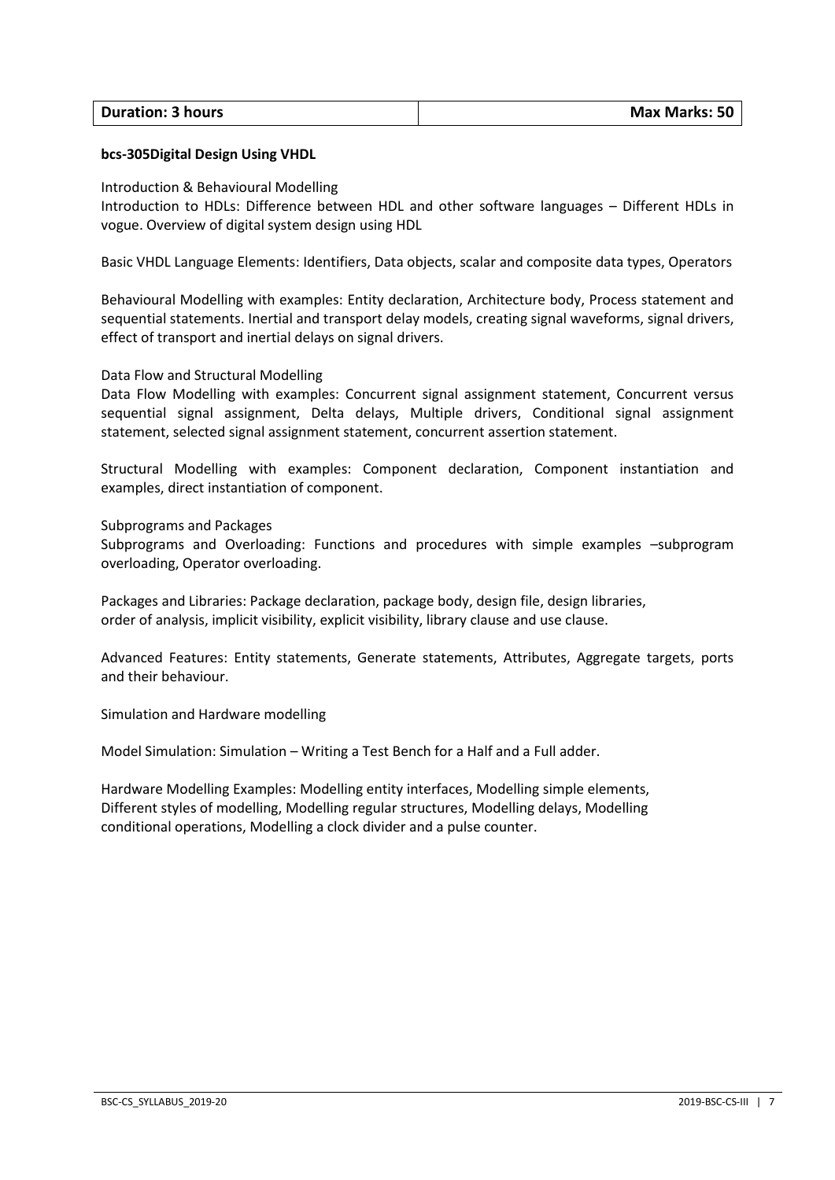| **Duration: 3 hours** | **Max Marks: 50** |
|---|---|

**bcs-305Digital Design Using VHDL**

Introduction & Behavioural Modelling

Introduction to HDLs: Difference between HDL and other software languages – Different HDLs in vogue. Overview of digital system design using HDL

Basic VHDL Language Elements: Identifiers, Data objects, scalar and composite data types, Operators

Behavioural Modelling with examples: Entity declaration, Architecture body, Process statement and sequential statements. Inertial and transport delay models, creating signal waveforms, signal drivers, effect of transport and inertial delays on signal drivers.

Data Flow and Structural Modelling

Data Flow Modelling with examples: Concurrent signal assignment statement, Concurrent versus sequential signal assignment, Delta delays, Multiple drivers, Conditional signal assignment statement, selected signal assignment statement, concurrent assertion statement.

Structural Modelling with examples: Component declaration, Component instantiation and examples, direct instantiation of component.

Subprograms and Packages

Subprograms and Overloading: Functions and procedures with simple examples –subprogram overloading, Operator overloading.

Packages and Libraries: Package declaration, package body, design file, design libraries, order of analysis, implicit visibility, explicit visibility, library clause and use clause.

Advanced Features: Entity statements, Generate statements, Attributes, Aggregate targets, ports and their behaviour.

Simulation and Hardware modelling

Model Simulation: Simulation – Writing a Test Bench for a Half and a Full adder.

Hardware Modelling Examples: Modelling entity interfaces, Modelling simple elements, Different styles of modelling, Modelling regular structures, Modelling delays, Modelling conditional operations, Modelling a clock divider and a pulse counter.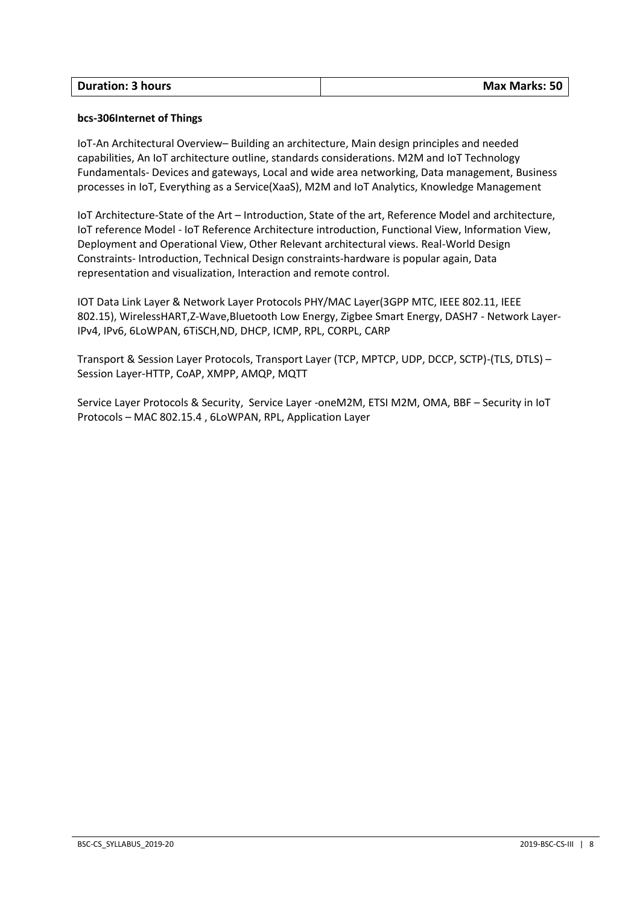| Duration: 3 hours | Max Marks: 50 |
|---|---|

**bcs-306Internet of Things**

IoT-An Architectural Overview– Building an architecture, Main design principles and needed capabilities, An IoT architecture outline, standards considerations. M2M and IoT Technology Fundamentals- Devices and gateways, Local and wide area networking, Data management, Business processes in IoT, Everything as a Service(XaaS), M2M and IoT Analytics, Knowledge Management

IoT Architecture-State of the Art – Introduction, State of the art, Reference Model and architecture, IoT reference Model - IoT Reference Architecture introduction, Functional View, Information View, Deployment and Operational View, Other Relevant architectural views. Real-World Design Constraints- Introduction, Technical Design constraints-hardware is popular again, Data representation and visualization, Interaction and remote control.

IOT Data Link Layer & Network Layer Protocols PHY/MAC Layer(3GPP MTC, IEEE 802.11, IEEE 802.15), WirelessHART,Z-Wave,Bluetooth Low Energy, Zigbee Smart Energy, DASH7 - Network Layer-IPv4, IPv6, 6LoWPAN, 6TiSCH,ND, DHCP, ICMP, RPL, CORPL, CARP

Transport & Session Layer Protocols, Transport Layer (TCP, MPTCP, UDP, DCCP, SCTP)-(TLS, DTLS) – Session Layer-HTTP, CoAP, XMPP, AMQP, MQTT

Service Layer Protocols & Security, Service Layer -oneM2M, ETSI M2M, OMA, BBF – Security in IoT Protocols – MAC 802.15.4 , 6LoWPAN, RPL, Application Layer